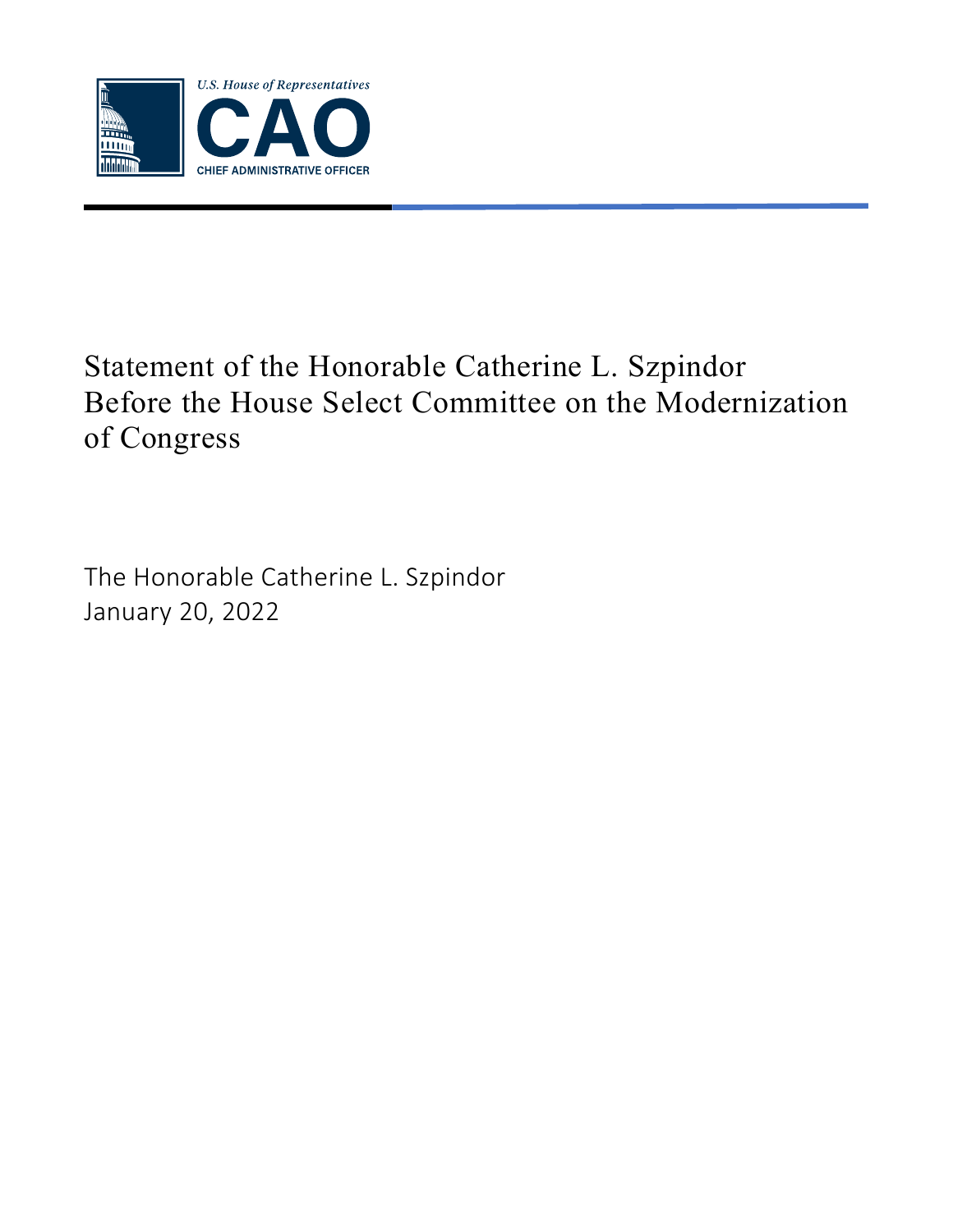U.S. House of Representatives

CAO

CHIEF ADMINISTRATIVE OFFICER

# Statement of the Honorable Catherine L. Szpindor Before the House Select Committee on the Modernization of Congress

The Honorable Catherine L. Szpindor
January 20, 2022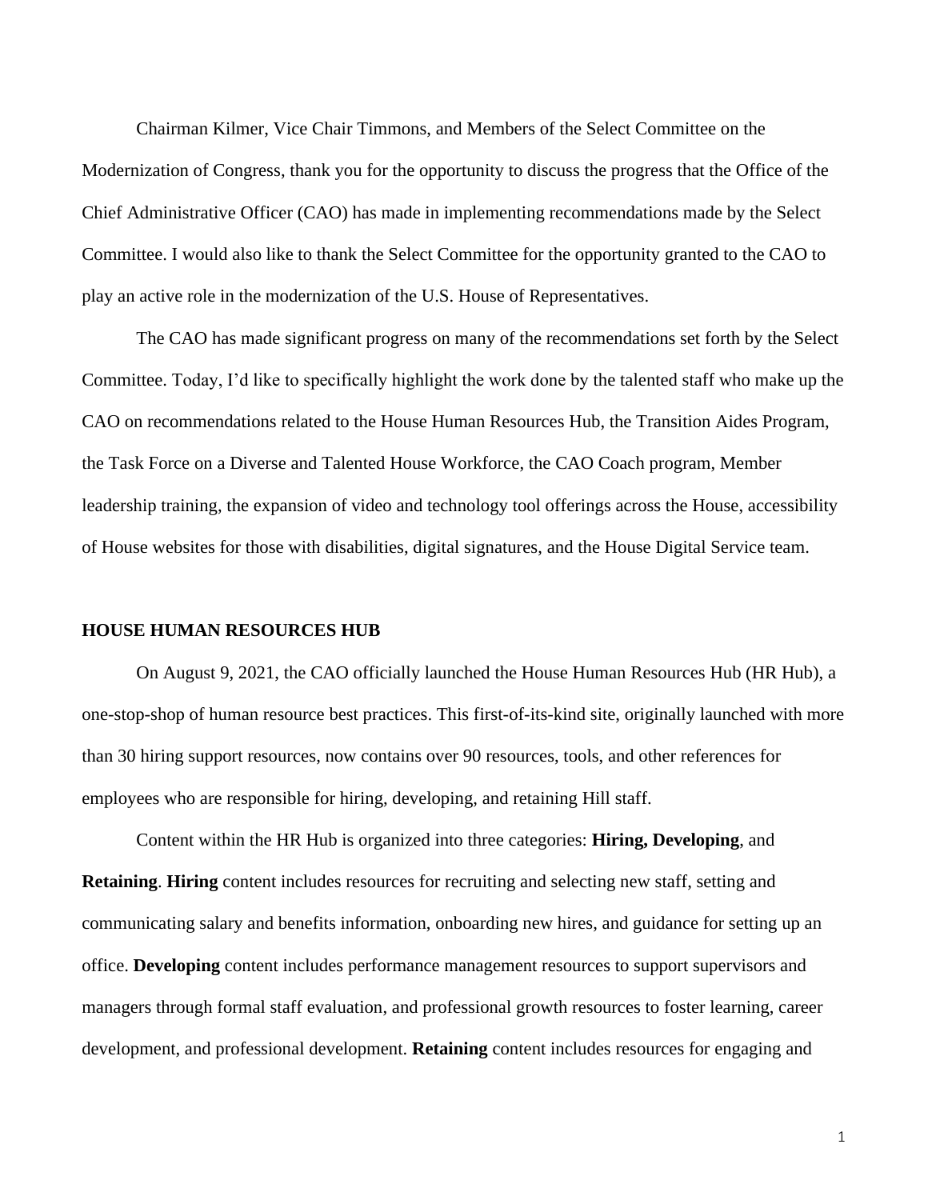Chairman Kilmer, Vice Chair Timmons, and Members of the Select Committee on the Modernization of Congress, thank you for the opportunity to discuss the progress that the Office of the Chief Administrative Officer (CAO) has made in implementing recommendations made by the Select Committee. I would also like to thank the Select Committee for the opportunity granted to the CAO to play an active role in the modernization of the U.S. House of Representatives.

The CAO has made significant progress on many of the recommendations set forth by the Select Committee. Today, I'd like to specifically highlight the work done by the talented staff who make up the CAO on recommendations related to the House Human Resources Hub, the Transition Aides Program, the Task Force on a Diverse and Talented House Workforce, the CAO Coach program, Member leadership training, the expansion of video and technology tool offerings across the House, accessibility of House websites for those with disabilities, digital signatures, and the House Digital Service team.

## HOUSE HUMAN RESOURCES HUB

On August 9, 2021, the CAO officially launched the House Human Resources Hub (HR Hub), a one-stop-shop of human resource best practices. This first-of-its-kind site, originally launched with more than 30 hiring support resources, now contains over 90 resources, tools, and other references for employees who are responsible for hiring, developing, and retaining Hill staff.

Content within the HR Hub is organized into three categories: **Hiring, Developing**, and **Retaining**. **Hiring** content includes resources for recruiting and selecting new staff, setting and communicating salary and benefits information, onboarding new hires, and guidance for setting up an office. **Developing** content includes performance management resources to support supervisors and managers through formal staff evaluation, and professional growth resources to foster learning, career development, and professional development. **Retaining** content includes resources for engaging and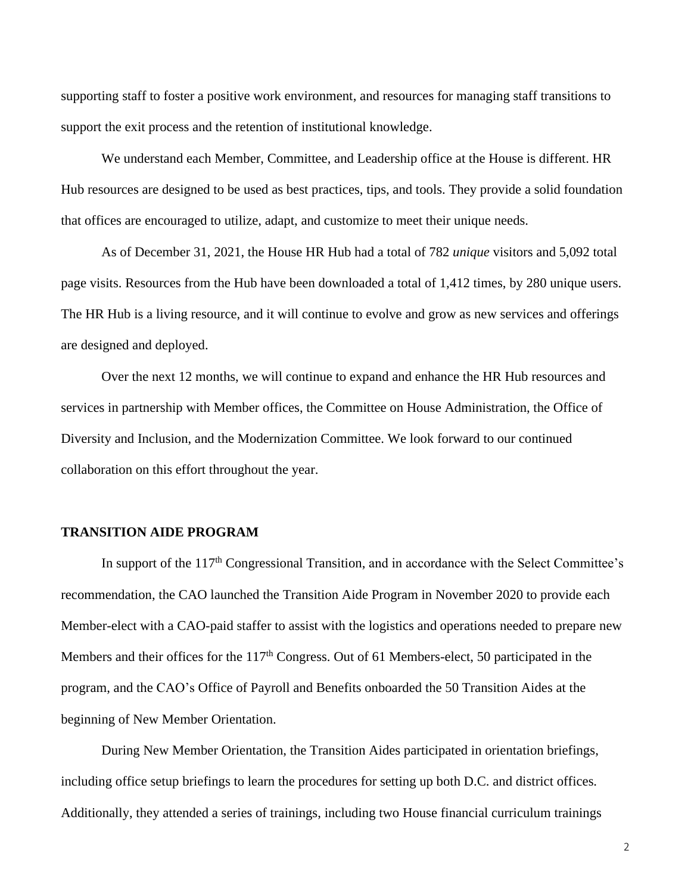supporting staff to foster a positive work environment, and resources for managing staff transitions to support the exit process and the retention of institutional knowledge.

We understand each Member, Committee, and Leadership office at the House is different. HR Hub resources are designed to be used as best practices, tips, and tools. They provide a solid foundation that offices are encouraged to utilize, adapt, and customize to meet their unique needs.

As of December 31, 2021, the House HR Hub had a total of 782 *unique* visitors and 5,092 total page visits. Resources from the Hub have been downloaded a total of 1,412 times, by 280 unique users. The HR Hub is a living resource, and it will continue to evolve and grow as new services and offerings are designed and deployed.

Over the next 12 months, we will continue to expand and enhance the HR Hub resources and services in partnership with Member offices, the Committee on House Administration, the Office of Diversity and Inclusion, and the Modernization Committee. We look forward to our continued collaboration on this effort throughout the year.

## TRANSITION AIDE PROGRAM

In support of the 117th Congressional Transition, and in accordance with the Select Committee's recommendation, the CAO launched the Transition Aide Program in November 2020 to provide each Member-elect with a CAO-paid staffer to assist with the logistics and operations needed to prepare new Members and their offices for the 117th Congress. Out of 61 Members-elect, 50 participated in the program, and the CAO's Office of Payroll and Benefits onboarded the 50 Transition Aides at the beginning of New Member Orientation.

During New Member Orientation, the Transition Aides participated in orientation briefings, including office setup briefings to learn the procedures for setting up both D.C. and district offices. Additionally, they attended a series of trainings, including two House financial curriculum trainings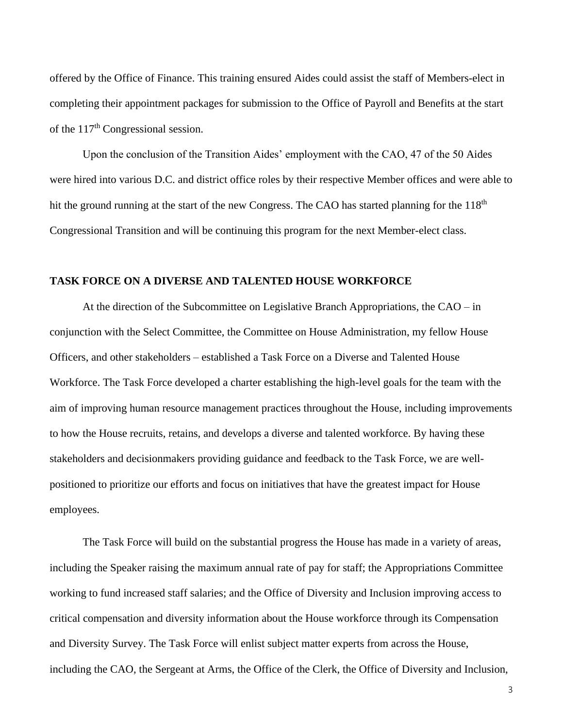offered by the Office of Finance. This training ensured Aides could assist the staff of Members-elect in completing their appointment packages for submission to the Office of Payroll and Benefits at the start of the 117th Congressional session.

Upon the conclusion of the Transition Aides' employment with the CAO, 47 of the 50 Aides were hired into various D.C. and district office roles by their respective Member offices and were able to hit the ground running at the start of the new Congress. The CAO has started planning for the 118th Congressional Transition and will be continuing this program for the next Member-elect class.

## TASK FORCE ON A DIVERSE AND TALENTED HOUSE WORKFORCE

At the direction of the Subcommittee on Legislative Branch Appropriations, the CAO – in conjunction with the Select Committee, the Committee on House Administration, my fellow House Officers, and other stakeholders – established a Task Force on a Diverse and Talented House Workforce. The Task Force developed a charter establishing the high-level goals for the team with the aim of improving human resource management practices throughout the House, including improvements to how the House recruits, retains, and develops a diverse and talented workforce. By having these stakeholders and decisionmakers providing guidance and feedback to the Task Force, we are well-positioned to prioritize our efforts and focus on initiatives that have the greatest impact for House employees.

The Task Force will build on the substantial progress the House has made in a variety of areas, including the Speaker raising the maximum annual rate of pay for staff; the Appropriations Committee working to fund increased staff salaries; and the Office of Diversity and Inclusion improving access to critical compensation and diversity information about the House workforce through its Compensation and Diversity Survey. The Task Force will enlist subject matter experts from across the House, including the CAO, the Sergeant at Arms, the Office of the Clerk, the Office of Diversity and Inclusion,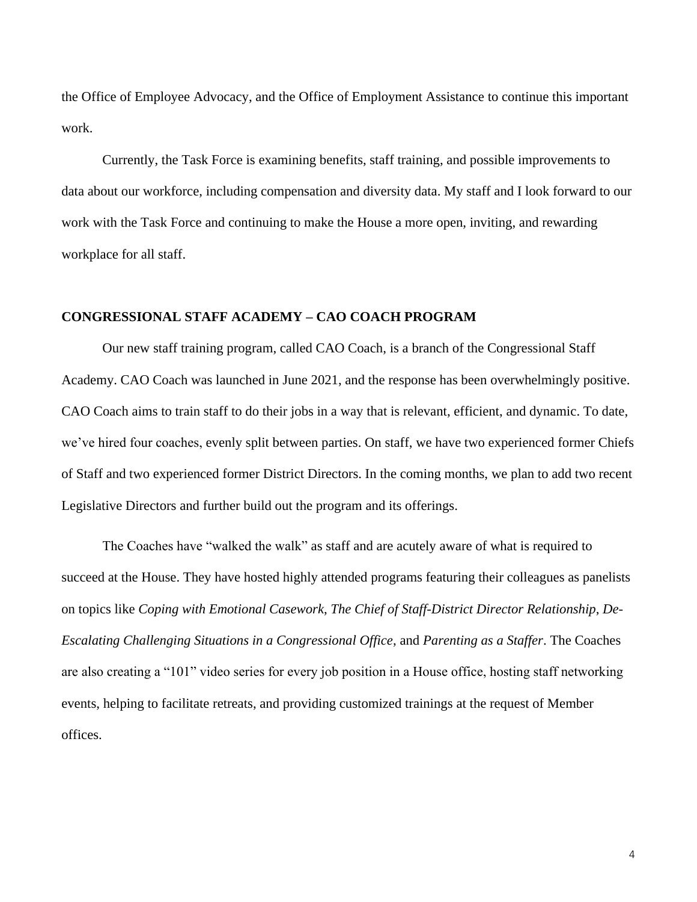the Office of Employee Advocacy, and the Office of Employment Assistance to continue this important work.

Currently, the Task Force is examining benefits, staff training, and possible improvements to data about our workforce, including compensation and diversity data. My staff and I look forward to our work with the Task Force and continuing to make the House a more open, inviting, and rewarding workplace for all staff.

**CONGRESSIONAL STAFF ACADEMY – CAO COACH PROGRAM**

Our new staff training program, called CAO Coach, is a branch of the Congressional Staff Academy. CAO Coach was launched in June 2021, and the response has been overwhelmingly positive. CAO Coach aims to train staff to do their jobs in a way that is relevant, efficient, and dynamic. To date, we've hired four coaches, evenly split between parties. On staff, we have two experienced former Chiefs of Staff and two experienced former District Directors. In the coming months, we plan to add two recent Legislative Directors and further build out the program and its offerings.

The Coaches have "walked the walk" as staff and are acutely aware of what is required to succeed at the House. They have hosted highly attended programs featuring their colleagues as panelists on topics like *Coping with Emotional Casework*, *The Chief of Staff-District Director Relationship*, *De-Escalating Challenging Situations in a Congressional Office*, and *Parenting as a Staffer*. The Coaches are also creating a "101" video series for every job position in a House office, hosting staff networking events, helping to facilitate retreats, and providing customized trainings at the request of Member offices.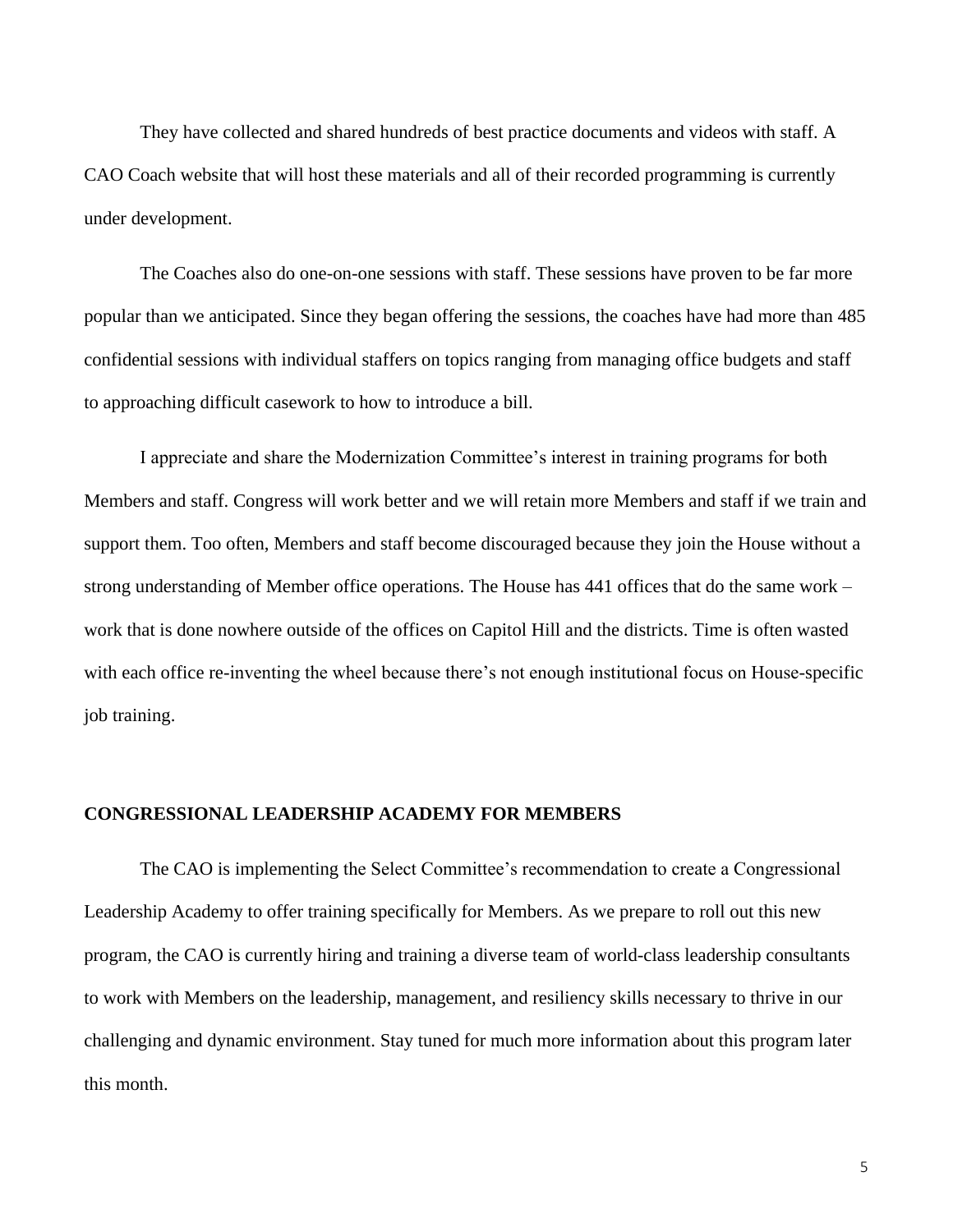They have collected and shared hundreds of best practice documents and videos with staff. A CAO Coach website that will host these materials and all of their recorded programming is currently under development.

The Coaches also do one-on-one sessions with staff. These sessions have proven to be far more popular than we anticipated. Since they began offering the sessions, the coaches have had more than 485 confidential sessions with individual staffers on topics ranging from managing office budgets and staff to approaching difficult casework to how to introduce a bill.

I appreciate and share the Modernization Committee's interest in training programs for both Members and staff. Congress will work better and we will retain more Members and staff if we train and support them. Too often, Members and staff become discouraged because they join the House without a strong understanding of Member office operations. The House has 441 offices that do the same work – work that is done nowhere outside of the offices on Capitol Hill and the districts. Time is often wasted with each office re-inventing the wheel because there's not enough institutional focus on House-specific job training.

**CONGRESSIONAL LEADERSHIP ACADEMY FOR MEMBERS**

The CAO is implementing the Select Committee's recommendation to create a Congressional Leadership Academy to offer training specifically for Members. As we prepare to roll out this new program, the CAO is currently hiring and training a diverse team of world-class leadership consultants to work with Members on the leadership, management, and resiliency skills necessary to thrive in our challenging and dynamic environment. Stay tuned for much more information about this program later this month.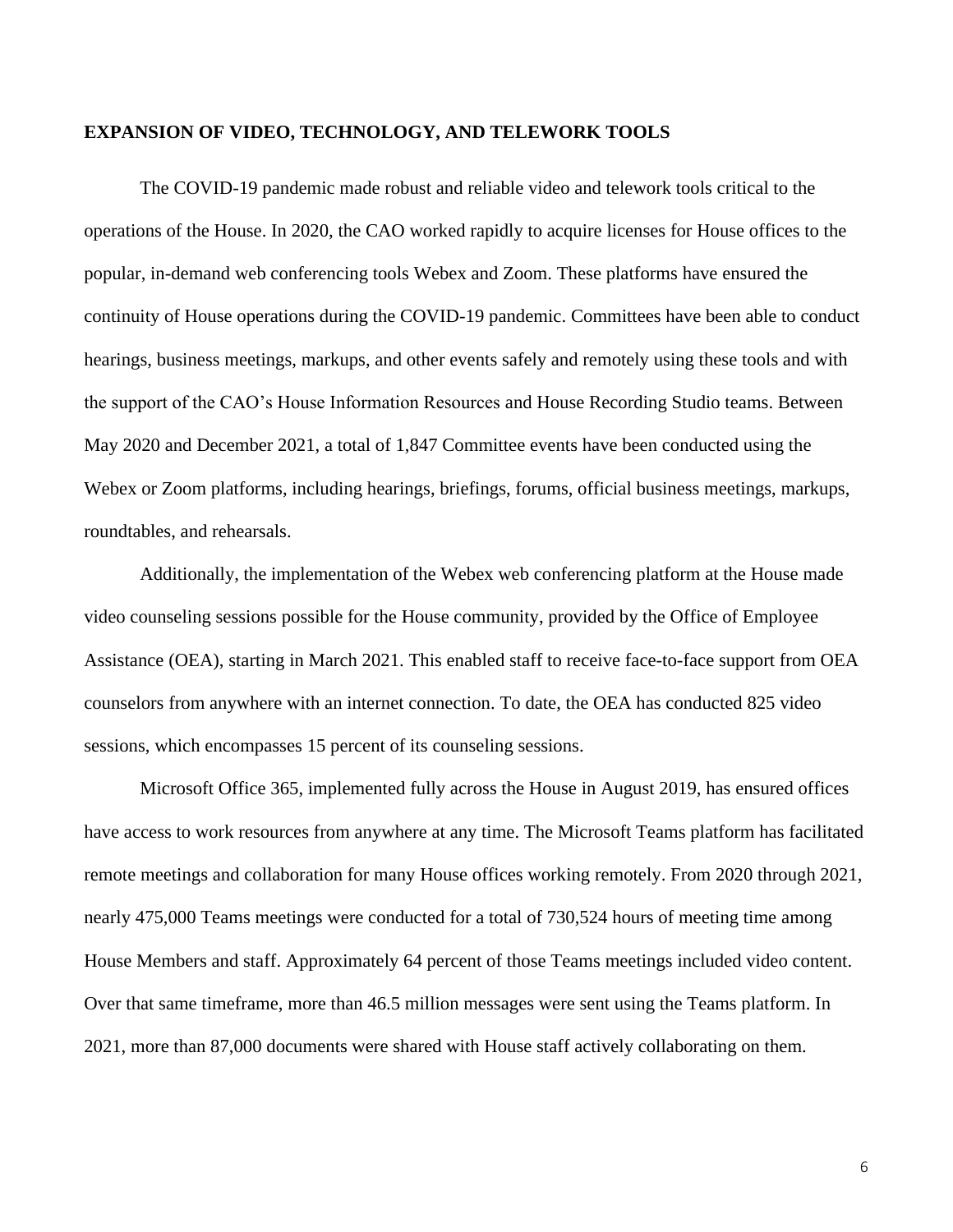## EXPANSION OF VIDEO, TECHNOLOGY, AND TELEWORK TOOLS

The COVID-19 pandemic made robust and reliable video and telework tools critical to the operations of the House. In 2020, the CAO worked rapidly to acquire licenses for House offices to the popular, in-demand web conferencing tools Webex and Zoom. These platforms have ensured the continuity of House operations during the COVID-19 pandemic. Committees have been able to conduct hearings, business meetings, markups, and other events safely and remotely using these tools and with the support of the CAO's House Information Resources and House Recording Studio teams. Between May 2020 and December 2021, a total of 1,847 Committee events have been conducted using the Webex or Zoom platforms, including hearings, briefings, forums, official business meetings, markups, roundtables, and rehearsals.

Additionally, the implementation of the Webex web conferencing platform at the House made video counseling sessions possible for the House community, provided by the Office of Employee Assistance (OEA), starting in March 2021. This enabled staff to receive face-to-face support from OEA counselors from anywhere with an internet connection. To date, the OEA has conducted 825 video sessions, which encompasses 15 percent of its counseling sessions.

Microsoft Office 365, implemented fully across the House in August 2019, has ensured offices have access to work resources from anywhere at any time. The Microsoft Teams platform has facilitated remote meetings and collaboration for many House offices working remotely. From 2020 through 2021, nearly 475,000 Teams meetings were conducted for a total of 730,524 hours of meeting time among House Members and staff. Approximately 64 percent of those Teams meetings included video content. Over that same timeframe, more than 46.5 million messages were sent using the Teams platform. In 2021, more than 87,000 documents were shared with House staff actively collaborating on them.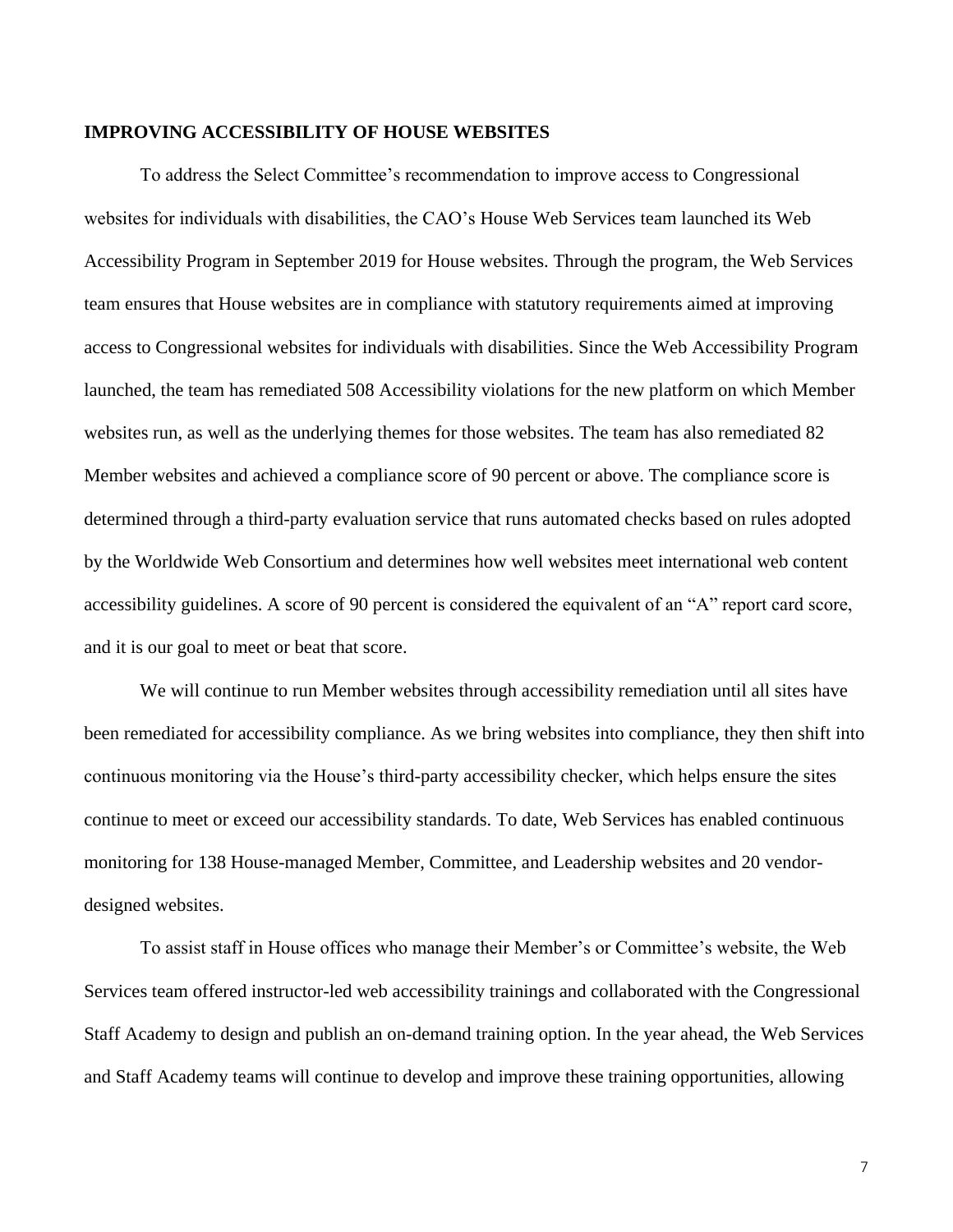## IMPROVING ACCESSIBILITY OF HOUSE WEBSITES

To address the Select Committee's recommendation to improve access to Congressional websites for individuals with disabilities, the CAO's House Web Services team launched its Web Accessibility Program in September 2019 for House websites. Through the program, the Web Services team ensures that House websites are in compliance with statutory requirements aimed at improving access to Congressional websites for individuals with disabilities. Since the Web Accessibility Program launched, the team has remediated 508 Accessibility violations for the new platform on which Member websites run, as well as the underlying themes for those websites. The team has also remediated 82 Member websites and achieved a compliance score of 90 percent or above. The compliance score is determined through a third-party evaluation service that runs automated checks based on rules adopted by the Worldwide Web Consortium and determines how well websites meet international web content accessibility guidelines. A score of 90 percent is considered the equivalent of an "A" report card score, and it is our goal to meet or beat that score.

We will continue to run Member websites through accessibility remediation until all sites have been remediated for accessibility compliance. As we bring websites into compliance, they then shift into continuous monitoring via the House's third-party accessibility checker, which helps ensure the sites continue to meet or exceed our accessibility standards. To date, Web Services has enabled continuous monitoring for 138 House-managed Member, Committee, and Leadership websites and 20 vendor-designed websites.

To assist staff in House offices who manage their Member's or Committee's website, the Web Services team offered instructor-led web accessibility trainings and collaborated with the Congressional Staff Academy to design and publish an on-demand training option. In the year ahead, the Web Services and Staff Academy teams will continue to develop and improve these training opportunities, allowing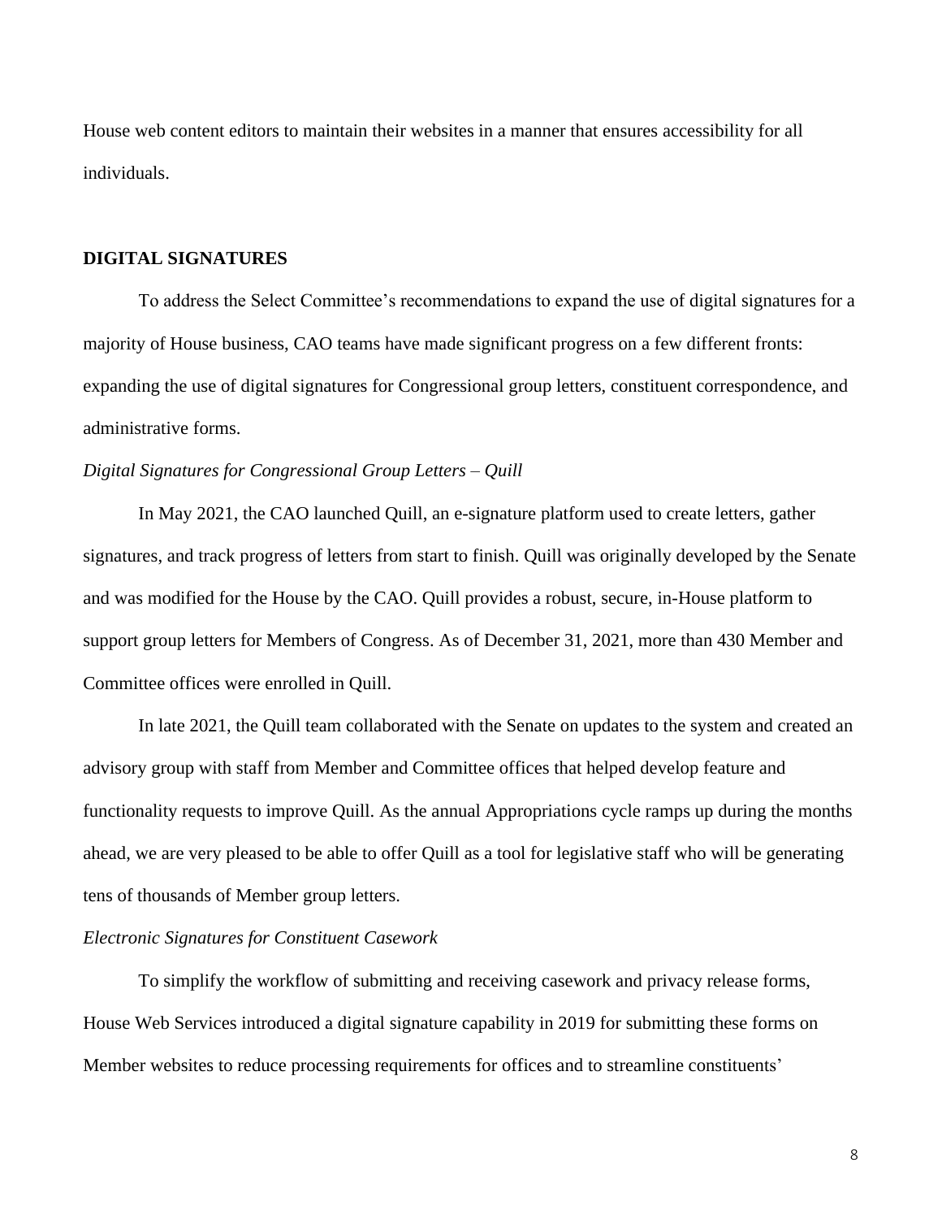House web content editors to maintain their websites in a manner that ensures accessibility for all individuals.

## DIGITAL SIGNATURES

To address the Select Committee's recommendations to expand the use of digital signatures for a majority of House business, CAO teams have made significant progress on a few different fronts: expanding the use of digital signatures for Congressional group letters, constituent correspondence, and administrative forms.

*Digital Signatures for Congressional Group Letters – Quill*

In May 2021, the CAO launched Quill, an e-signature platform used to create letters, gather signatures, and track progress of letters from start to finish. Quill was originally developed by the Senate and was modified for the House by the CAO. Quill provides a robust, secure, in-House platform to support group letters for Members of Congress. As of December 31, 2021, more than 430 Member and Committee offices were enrolled in Quill.

In late 2021, the Quill team collaborated with the Senate on updates to the system and created an advisory group with staff from Member and Committee offices that helped develop feature and functionality requests to improve Quill. As the annual Appropriations cycle ramps up during the months ahead, we are very pleased to be able to offer Quill as a tool for legislative staff who will be generating tens of thousands of Member group letters.

*Electronic Signatures for Constituent Casework*

To simplify the workflow of submitting and receiving casework and privacy release forms, House Web Services introduced a digital signature capability in 2019 for submitting these forms on Member websites to reduce processing requirements for offices and to streamline constituents'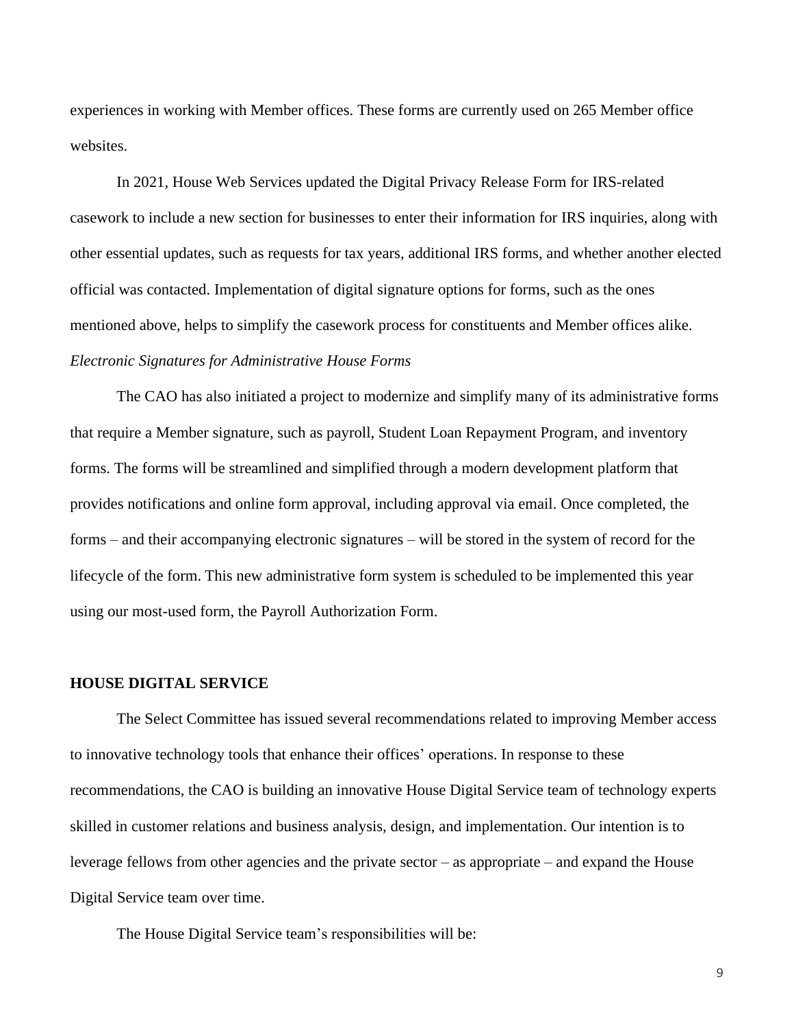experiences in working with Member offices. These forms are currently used on 265 Member office websites.

In 2021, House Web Services updated the Digital Privacy Release Form for IRS-related casework to include a new section for businesses to enter their information for IRS inquiries, along with other essential updates, such as requests for tax years, additional IRS forms, and whether another elected official was contacted. Implementation of digital signature options for forms, such as the ones mentioned above, helps to simplify the casework process for constituents and Member offices alike.

*Electronic Signatures for Administrative House Forms*

The CAO has also initiated a project to modernize and simplify many of its administrative forms that require a Member signature, such as payroll, Student Loan Repayment Program, and inventory forms. The forms will be streamlined and simplified through a modern development platform that provides notifications and online form approval, including approval via email. Once completed, the forms – and their accompanying electronic signatures – will be stored in the system of record for the lifecycle of the form. This new administrative form system is scheduled to be implemented this year using our most-used form, the Payroll Authorization Form.

## HOUSE DIGITAL SERVICE

The Select Committee has issued several recommendations related to improving Member access to innovative technology tools that enhance their offices' operations. In response to these recommendations, the CAO is building an innovative House Digital Service team of technology experts skilled in customer relations and business analysis, design, and implementation. Our intention is to leverage fellows from other agencies and the private sector – as appropriate – and expand the House Digital Service team over time.

The House Digital Service team's responsibilities will be: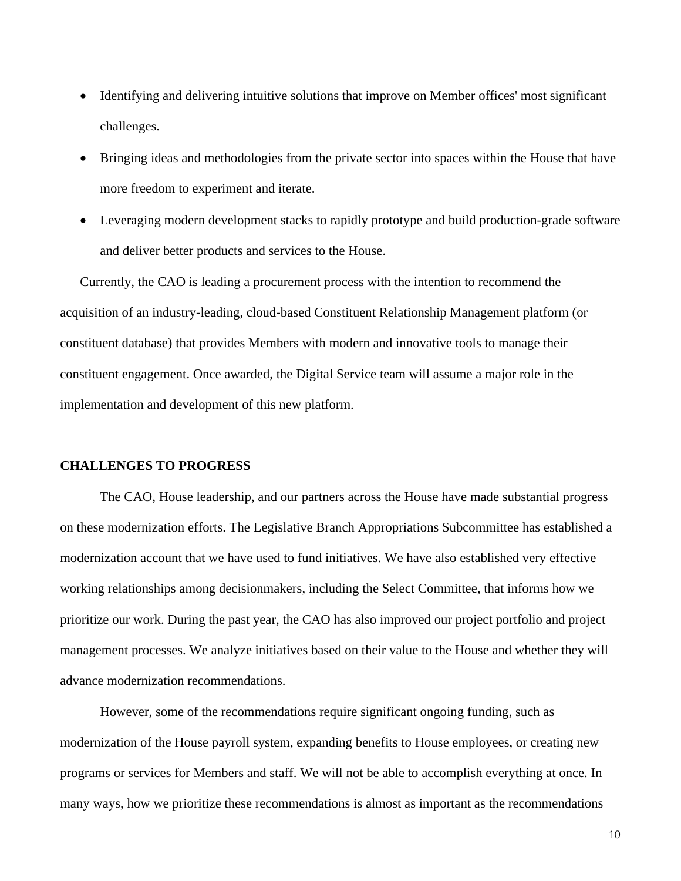- Identifying and delivering intuitive solutions that improve on Member offices' most significant challenges.
- Bringing ideas and methodologies from the private sector into spaces within the House that have more freedom to experiment and iterate.
- Leveraging modern development stacks to rapidly prototype and build production-grade software and deliver better products and services to the House.

Currently, the CAO is leading a procurement process with the intention to recommend the acquisition of an industry-leading, cloud-based Constituent Relationship Management platform (or constituent database) that provides Members with modern and innovative tools to manage their constituent engagement. Once awarded, the Digital Service team will assume a major role in the implementation and development of this new platform.

**CHALLENGES TO PROGRESS**

The CAO, House leadership, and our partners across the House have made substantial progress on these modernization efforts. The Legislative Branch Appropriations Subcommittee has established a modernization account that we have used to fund initiatives. We have also established very effective working relationships among decisionmakers, including the Select Committee, that informs how we prioritize our work. During the past year, the CAO has also improved our project portfolio and project management processes. We analyze initiatives based on their value to the House and whether they will advance modernization recommendations.

However, some of the recommendations require significant ongoing funding, such as modernization of the House payroll system, expanding benefits to House employees, or creating new programs or services for Members and staff. We will not be able to accomplish everything at once. In many ways, how we prioritize these recommendations is almost as important as the recommendations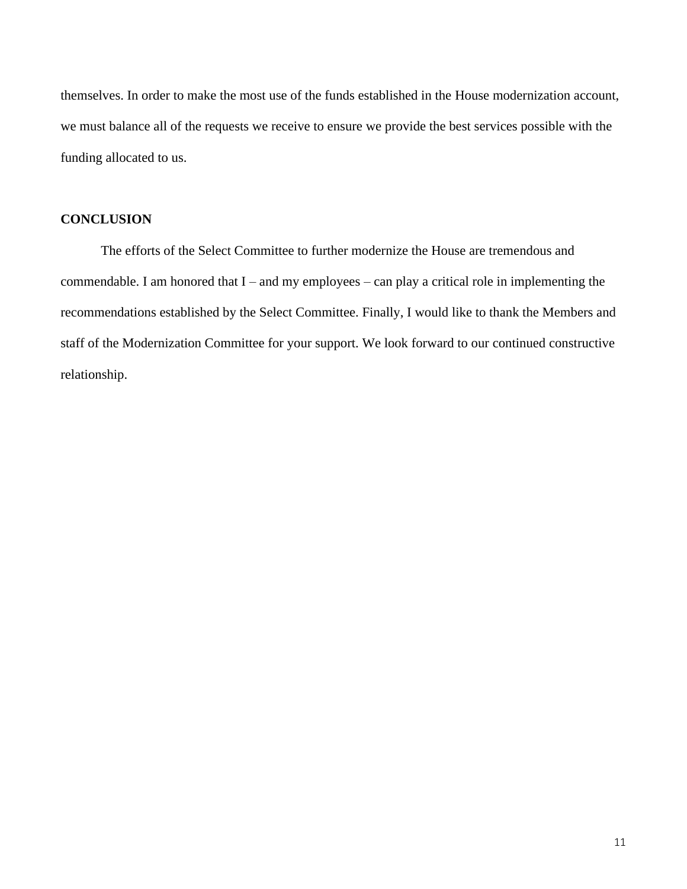themselves. In order to make the most use of the funds established in the House modernization account, we must balance all of the requests we receive to ensure we provide the best services possible with the funding allocated to us.

**CONCLUSION**

The efforts of the Select Committee to further modernize the House are tremendous and commendable. I am honored that I – and my employees – can play a critical role in implementing the recommendations established by the Select Committee. Finally, I would like to thank the Members and staff of the Modernization Committee for your support. We look forward to our continued constructive relationship.